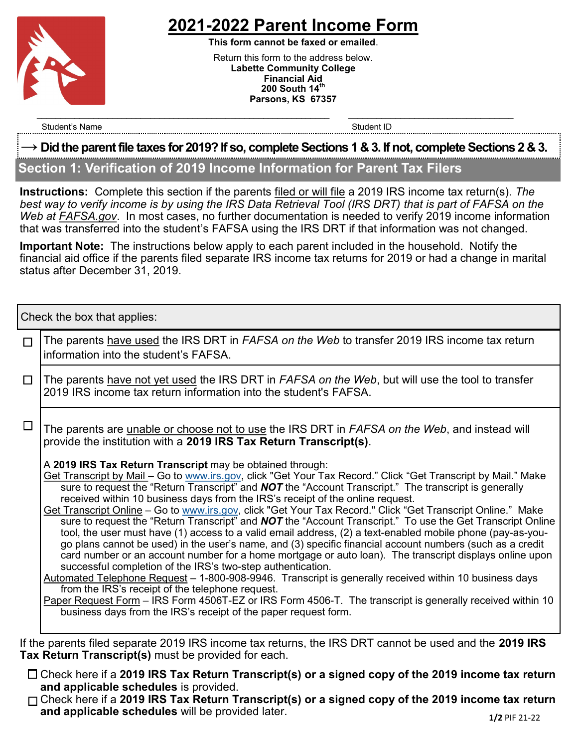# 2021-2022 Parent Income Form

**This form cannot be faxed or emailed**.

Return this form to the address below.
**Labette Community College**
**Financial Aid**
**200 South 14th**
**Parsons, KS 67357**

_______________________________________ _______________________

Student's Name Student ID

**→ Did the parent file taxes for 2019? If so, complete Sections 1 & 3. If not, complete Sections 2 & 3.**

## Section 1: Verification of 2019 Income Information for Parent Tax Filers

**Instructions:** Complete this section if the parents filed or will file a 2019 IRS income tax return(s). *The best way to verify income is by using the IRS Data Retrieval Tool (IRS DRT) that is part of FAFSA on the Web at FAFSA.gov*. In most cases, no further documentation is needed to verify 2019 income information that was transferred into the student's FAFSA using the IRS DRT if that information was not changed.

**Important Note:** The instructions below apply to each parent included in the household. Notify the financial aid office if the parents filed separate IRS income tax returns for 2019 or had a change in marital status after December 31, 2019.

Check the box that applies:

☐ The parents have used the IRS DRT in *FAFSA on the Web* to transfer 2019 IRS income tax return information into the student's FAFSA.

☐ The parents have not yet used the IRS DRT in *FAFSA on the Web*, but will use the tool to transfer 2019 IRS income tax return information into the student's FAFSA.

☐ The parents are unable or choose not to use the IRS DRT in *FAFSA on the Web*, and instead will provide the institution with a **2019 IRS Tax Return Transcript(s)**.

A **2019 IRS Tax Return Transcript** may be obtained through:

Get Transcript by Mail – Go to www.irs.gov, click "Get Your Tax Record." Click "Get Transcript by Mail." Make sure to request the "Return Transcript" and ***NOT*** the "Account Transcript." The transcript is generally received within 10 business days from the IRS's receipt of the online request.

Get Transcript Online – Go to www.irs.gov, click "Get Your Tax Record." Click "Get Transcript Online." Make sure to request the "Return Transcript" and ***NOT*** the "Account Transcript." To use the Get Transcript Online tool, the user must have (1) access to a valid email address, (2) a text-enabled mobile phone (pay-as-you-go plans cannot be used) in the user's name, and (3) specific financial account numbers (such as a credit card number or an account number for a home mortgage or auto loan). The transcript displays online upon successful completion of the IRS's two-step authentication.

Automated Telephone Request – 1-800-908-9946. Transcript is generally received within 10 business days from the IRS's receipt of the telephone request.

Paper Request Form – IRS Form 4506T-EZ or IRS Form 4506-T. The transcript is generally received within 10 business days from the IRS's receipt of the paper request form.

If the parents filed separate 2019 IRS income tax returns, the IRS DRT cannot be used and the **2019 IRS Tax Return Transcript(s)** must be provided for each.

☐ Check here if a **2019 IRS Tax Return Transcript(s) or a signed copy of the 2019 income tax return and applicable schedules** is provided.

☐ Check here if a **2019 IRS Tax Return Transcript(s) or a signed copy of the 2019 income tax return and applicable schedules** will be provided later.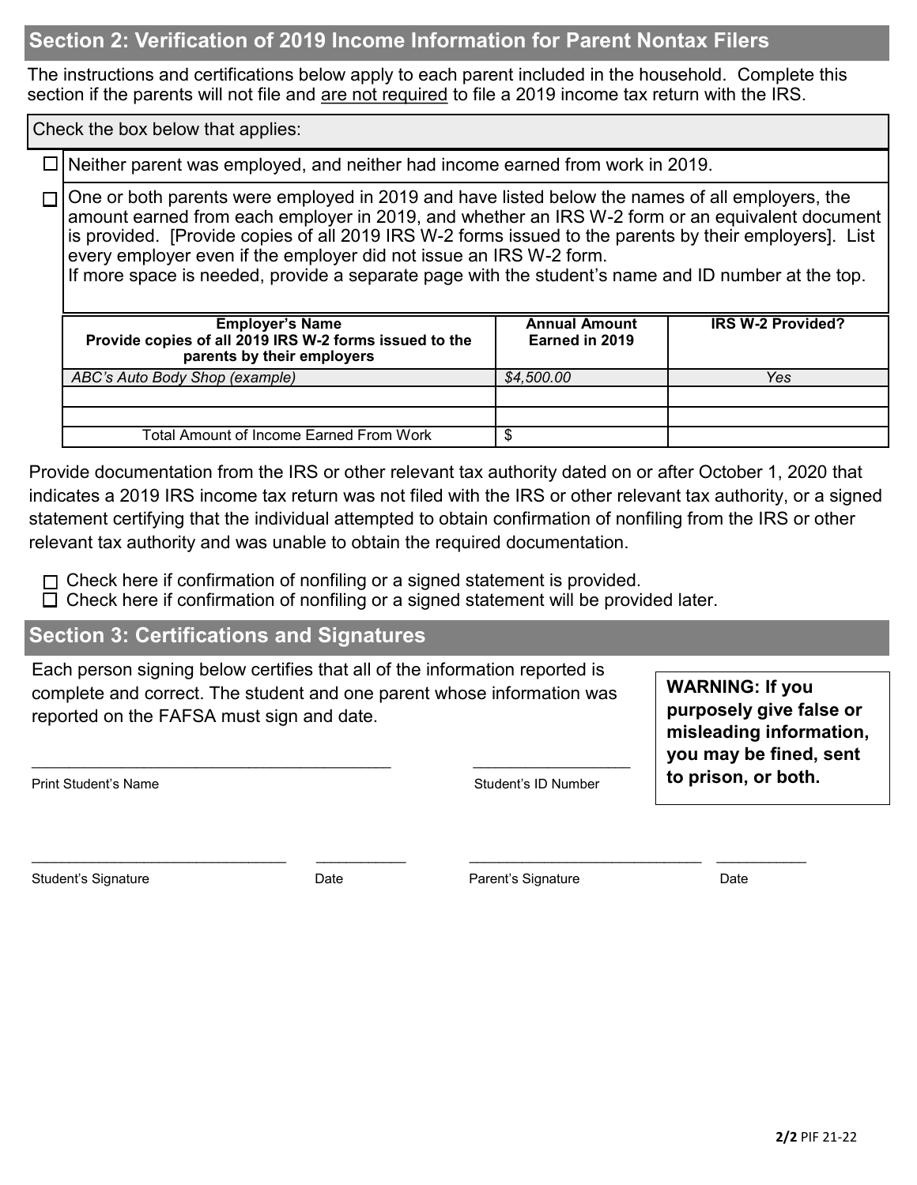## Section 2: Verification of 2019 Income Information for Parent Nontax Filers

The instructions and certifications below apply to each parent included in the household. Complete this section if the parents will not file and are not required to file a 2019 income tax return with the IRS.

Check the box below that applies:

☐ Neither parent was employed, and neither had income earned from work in 2019.

☐ One or both parents were employed in 2019 and have listed below the names of all employers, the amount earned from each employer in 2019, and whether an IRS W-2 form or an equivalent document is provided. [Provide copies of all 2019 IRS W-2 forms issued to the parents by their employers]. List every employer even if the employer did not issue an IRS W-2 form.
If more space is needed, provide a separate page with the student's name and ID number at the top.

| Employer's Name<br>Provide copies of all 2019 IRS W-2 forms issued to the parents by their employers | Annual Amount Earned in 2019 | IRS W-2 Provided? |
|---|---|---|
| *ABC's Auto Body Shop (example)* | *$4,500.00* | *Yes* |
| | | |
| | | |
| Total Amount of Income Earned From Work | $ | |

Provide documentation from the IRS or other relevant tax authority dated on or after October 1, 2020 that indicates a 2019 IRS income tax return was not filed with the IRS or other relevant tax authority, or a signed statement certifying that the individual attempted to obtain confirmation of nonfiling from the IRS or other relevant tax authority and was unable to obtain the required documentation.

☐ Check here if confirmation of nonfiling or a signed statement is provided.
☐ Check here if confirmation of nonfiling or a signed statement will be provided later.

## Section 3: Certifications and Signatures

Each person signing below certifies that all of the information reported is complete and correct. The student and one parent whose information was reported on the FAFSA must sign and date.

**WARNING: If you purposely give false or misleading information, you may be fined, sent to prison, or both.**

\_\_\_\_\_\_\_\_\_\_\_\_\_\_\_\_\_\_\_\_\_\_\_\_\_\_\_\_\_\_\_\_\_\_\_\_\_\_\_\_ \_\_\_\_\_\_\_\_\_\_\_\_\_\_\_\_\_\_
Print Student's Name Student's ID Number

\_\_\_\_\_\_\_\_\_\_\_\_\_\_\_\_\_\_\_\_\_\_\_\_\_\_\_\_\_\_ \_\_\_\_\_\_\_\_\_\_ \_\_\_\_\_\_\_\_\_\_\_\_\_\_\_\_\_\_\_\_\_\_\_\_\_\_\_ \_\_\_\_\_\_\_\_\_\_
Student's Signature Date Parent's Signature Date